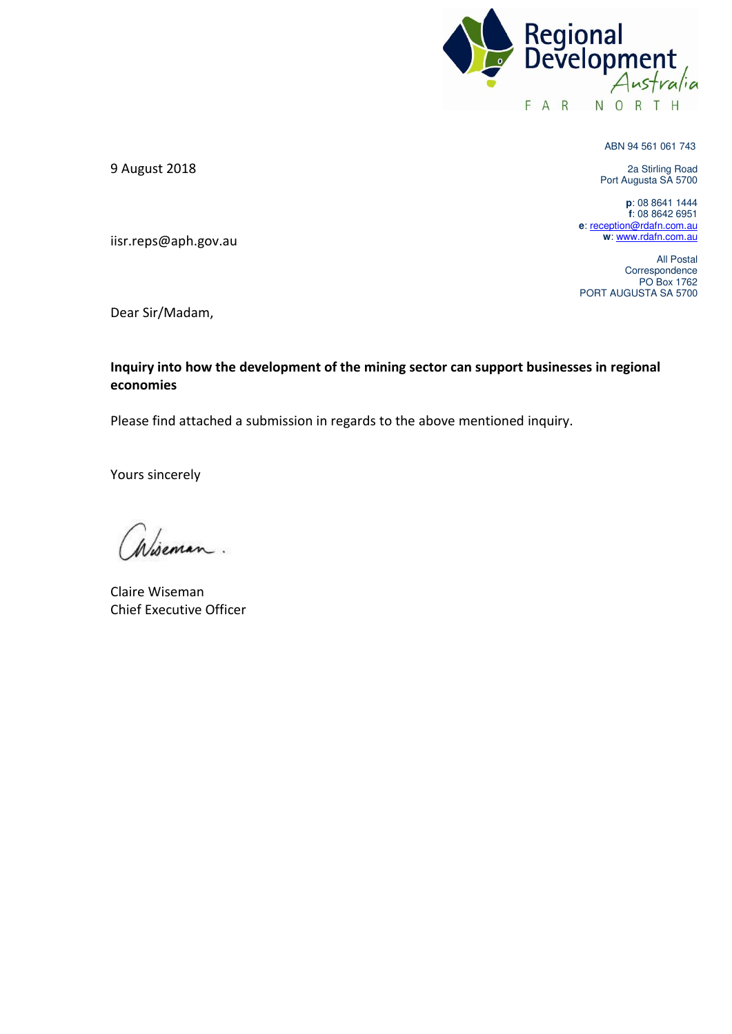Regional Development Australia

FAR NORTH

ABN 94 561 061 743

2a Stirling Road
Port Augusta SA 5700

**p**: 08 8641 1444
**f**: 08 8642 6951
**e**: reception@rdafn.com.au
**w**: www.rdafn.com.au

All Postal Correspondence
PO Box 1762
PORT AUGUSTA SA 5700

9 August 2018

iisr.reps@aph.gov.au

Dear Sir/Madam,

**Inquiry into how the development of the mining sector can support businesses in regional economies**

Please find attached a submission in regards to the above mentioned inquiry.

Yours sincerely

Claire Wiseman
Chief Executive Officer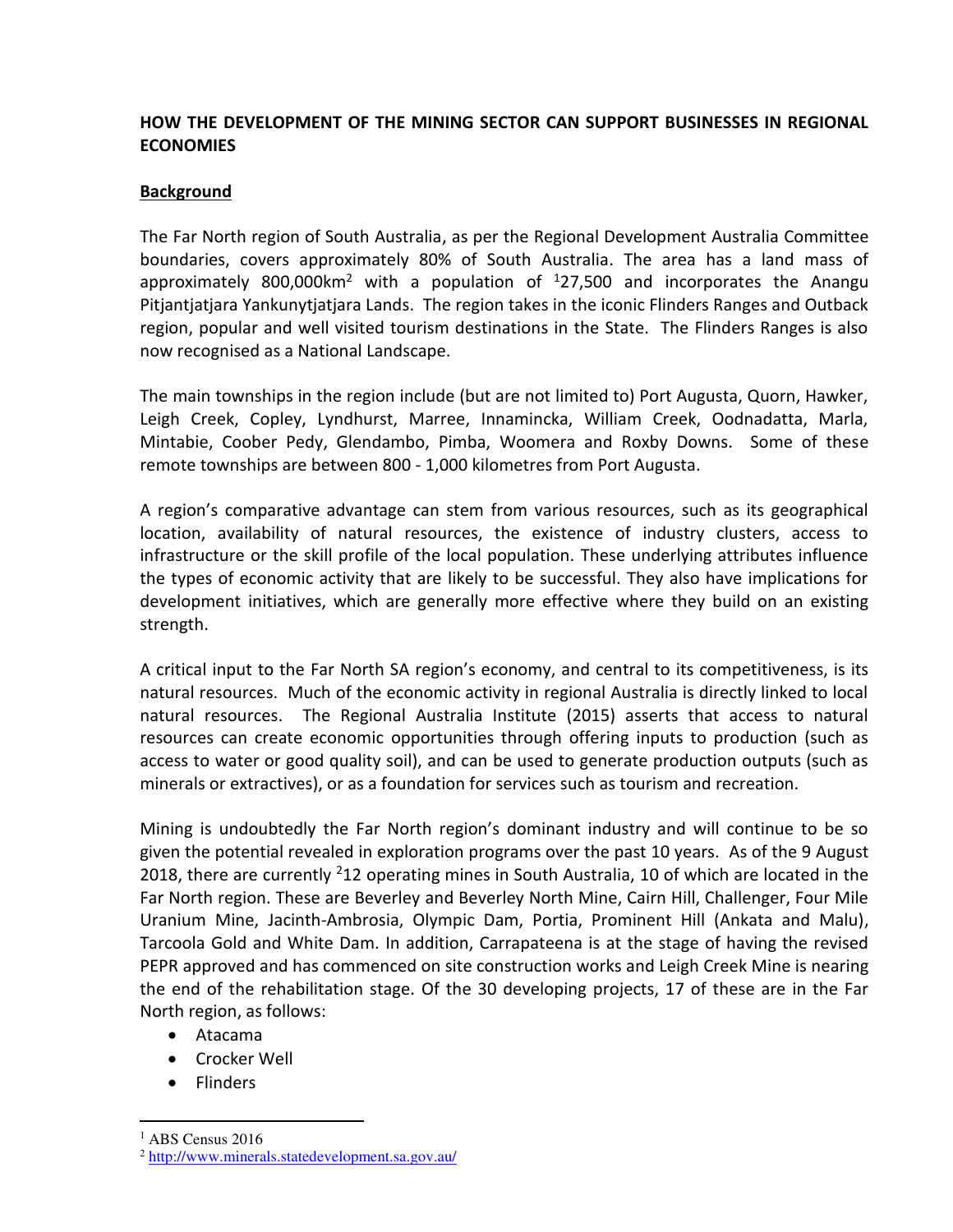**HOW THE DEVELOPMENT OF THE MINING SECTOR CAN SUPPORT BUSINESSES IN REGIONAL ECONOMIES**

## Background

The Far North region of South Australia, as per the Regional Development Australia Committee boundaries, covers approximately 80% of South Australia. The area has a land mass of approximately 800,000km$^2$ with a population of [1]27,500 and incorporates the Anangu Pitjantjatjara Yankunytjatjara Lands. The region takes in the iconic Flinders Ranges and Outback region, popular and well visited tourism destinations in the State. The Flinders Ranges is also now recognised as a National Landscape.

The main townships in the region include (but are not limited to) Port Augusta, Quorn, Hawker, Leigh Creek, Copley, Lyndhurst, Marree, Innamincka, William Creek, Oodnadatta, Marla, Mintabie, Coober Pedy, Glendambo, Pimba, Woomera and Roxby Downs. Some of these remote townships are between 800 - 1,000 kilometres from Port Augusta.

A region's comparative advantage can stem from various resources, such as its geographical location, availability of natural resources, the existence of industry clusters, access to infrastructure or the skill profile of the local population. These underlying attributes influence the types of economic activity that are likely to be successful. They also have implications for development initiatives, which are generally more effective where they build on an existing strength.

A critical input to the Far North SA region's economy, and central to its competitiveness, is its natural resources. Much of the economic activity in regional Australia is directly linked to local natural resources. The Regional Australia Institute (2015) asserts that access to natural resources can create economic opportunities through offering inputs to production (such as access to water or good quality soil), and can be used to generate production outputs (such as minerals or extractives), or as a foundation for services such as tourism and recreation.

Mining is undoubtedly the Far North region's dominant industry and will continue to be so given the potential revealed in exploration programs over the past 10 years. As of the 9 August 2018, there are currently [2]12 operating mines in South Australia, 10 of which are located in the Far North region. These are Beverley and Beverley North Mine, Cairn Hill, Challenger, Four Mile Uranium Mine, Jacinth-Ambrosia, Olympic Dam, Portia, Prominent Hill (Ankata and Malu), Tarcoola Gold and White Dam. In addition, Carrapateena is at the stage of having the revised PEPR approved and has commenced on site construction works and Leigh Creek Mine is nearing the end of the rehabilitation stage. Of the 30 developing projects, 17 of these are in the Far North region, as follows:

- Atacama
- Crocker Well
- Flinders

---

[1] ABS Census 2016

[2] http://www.minerals.statedevelopment.sa.gov.au/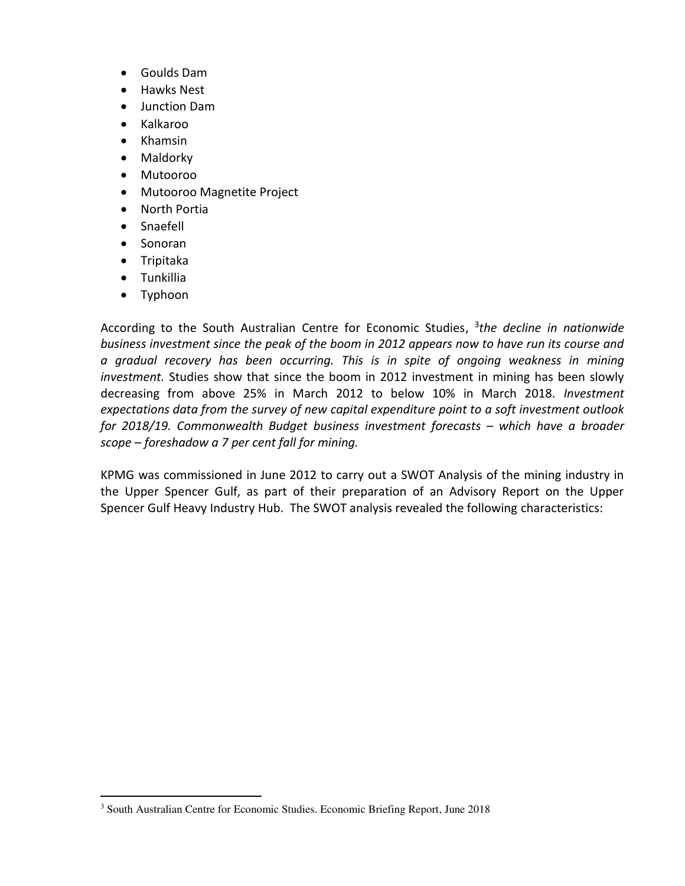- Goulds Dam
- Hawks Nest
- Junction Dam
- Kalkaroo
- Khamsin
- Maldorky
- Mutooroo
- Mutooroo Magnetite Project
- North Portia
- Snaefell
- Sonoran
- Tripitaka
- Tunkillia
- Typhoon

According to the South Australian Centre for Economic Studies, [3]*the decline in nationwide business investment since the peak of the boom in 2012 appears now to have run its course and a gradual recovery has been occurring. This is in spite of ongoing weakness in mining investment.* Studies show that since the boom in 2012 investment in mining has been slowly decreasing from above 25% in March 2012 to below 10% in March 2018. *Investment expectations data from the survey of new capital expenditure point to a soft investment outlook for 2018/19. Commonwealth Budget business investment forecasts – which have a broader scope – foreshadow a 7 per cent fall for mining.*

KPMG was commissioned in June 2012 to carry out a SWOT Analysis of the mining industry in the Upper Spencer Gulf, as part of their preparation of an Advisory Report on the Upper Spencer Gulf Heavy Industry Hub. The SWOT analysis revealed the following characteristics:

[3] South Australian Centre for Economic Studies. Economic Briefing Report, June 2018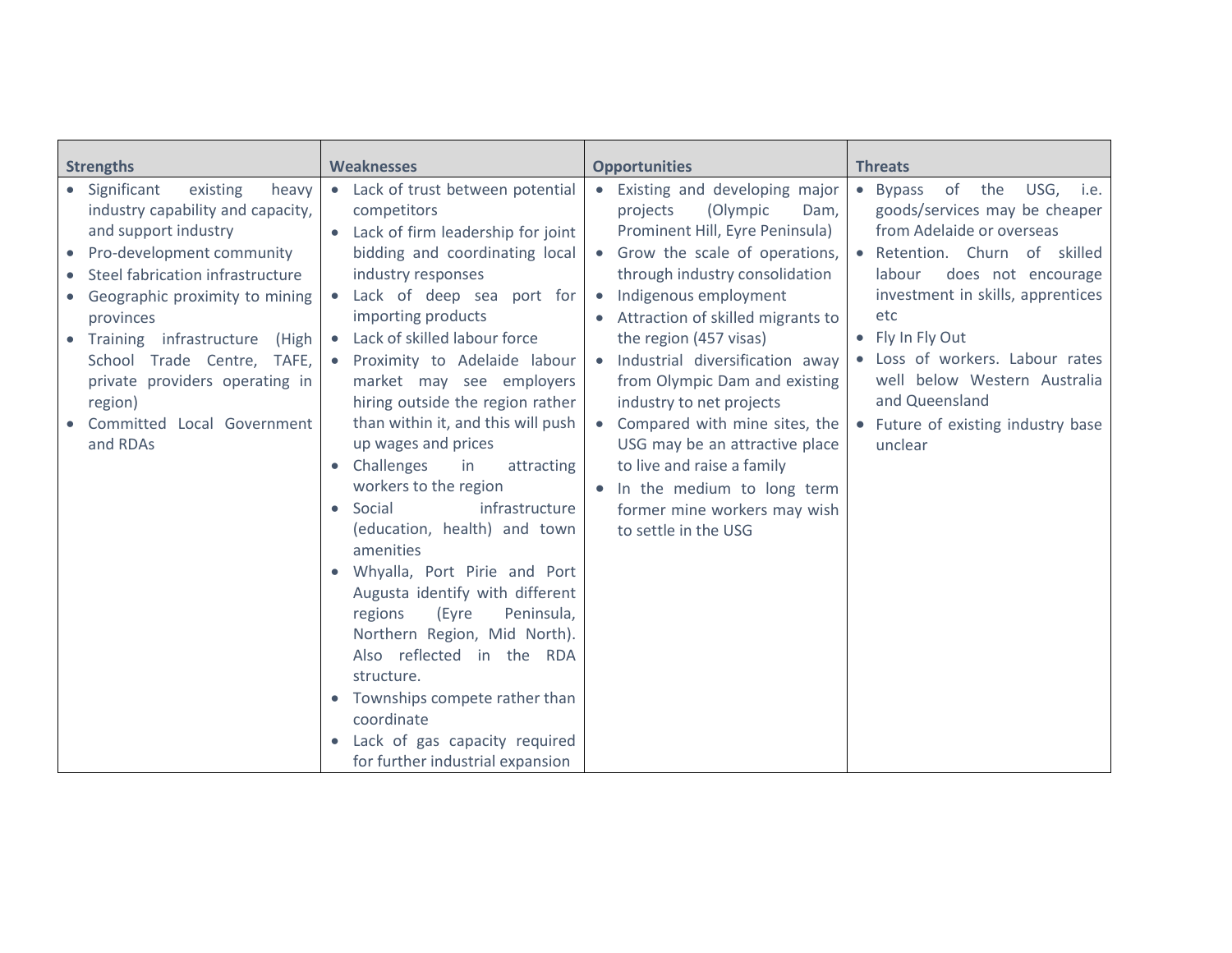| Strengths | Weaknesses | Opportunities | Threats |
|---|---|---|---|
| • Significant existing heavy industry capability and capacity, and support industry<br>• Pro-development community<br>• Steel fabrication infrastructure<br>• Geographic proximity to mining provinces<br>• Training infrastructure (High School Trade Centre, TAFE, private providers operating in region)<br>• Committed Local Government and RDAs | • Lack of trust between potential competitors<br>• Lack of firm leadership for joint bidding and coordinating local industry responses<br>• Lack of deep sea port for importing products<br>• Lack of skilled labour force<br>• Proximity to Adelaide labour market may see employers hiring outside the region rather than within it, and this will push up wages and prices<br>• Challenges in attracting workers to the region<br>• Social infrastructure (education, health) and town amenities<br>• Whyalla, Port Pirie and Port Augusta identify with different regions (Eyre Peninsula, Northern Region, Mid North). Also reflected in the RDA structure.<br>• Townships compete rather than coordinate<br>• Lack of gas capacity required for further industrial expansion | • Existing and developing major projects (Olympic Dam, Prominent Hill, Eyre Peninsula)<br>• Grow the scale of operations, through industry consolidation<br>• Indigenous employment<br>• Attraction of skilled migrants to the region (457 visas)<br>• Industrial diversification away from Olympic Dam and existing industry to net projects<br>• Compared with mine sites, the USG may be an attractive place to live and raise a family<br>• In the medium to long term former mine workers may wish to settle in the USG | • Bypass of the USG, i.e. goods/services may be cheaper from Adelaide or overseas<br>• Retention. Churn of skilled labour does not encourage investment in skills, apprentices etc<br>• Fly In Fly Out<br>• Loss of workers. Labour rates well below Western Australia and Queensland<br>• Future of existing industry base unclear |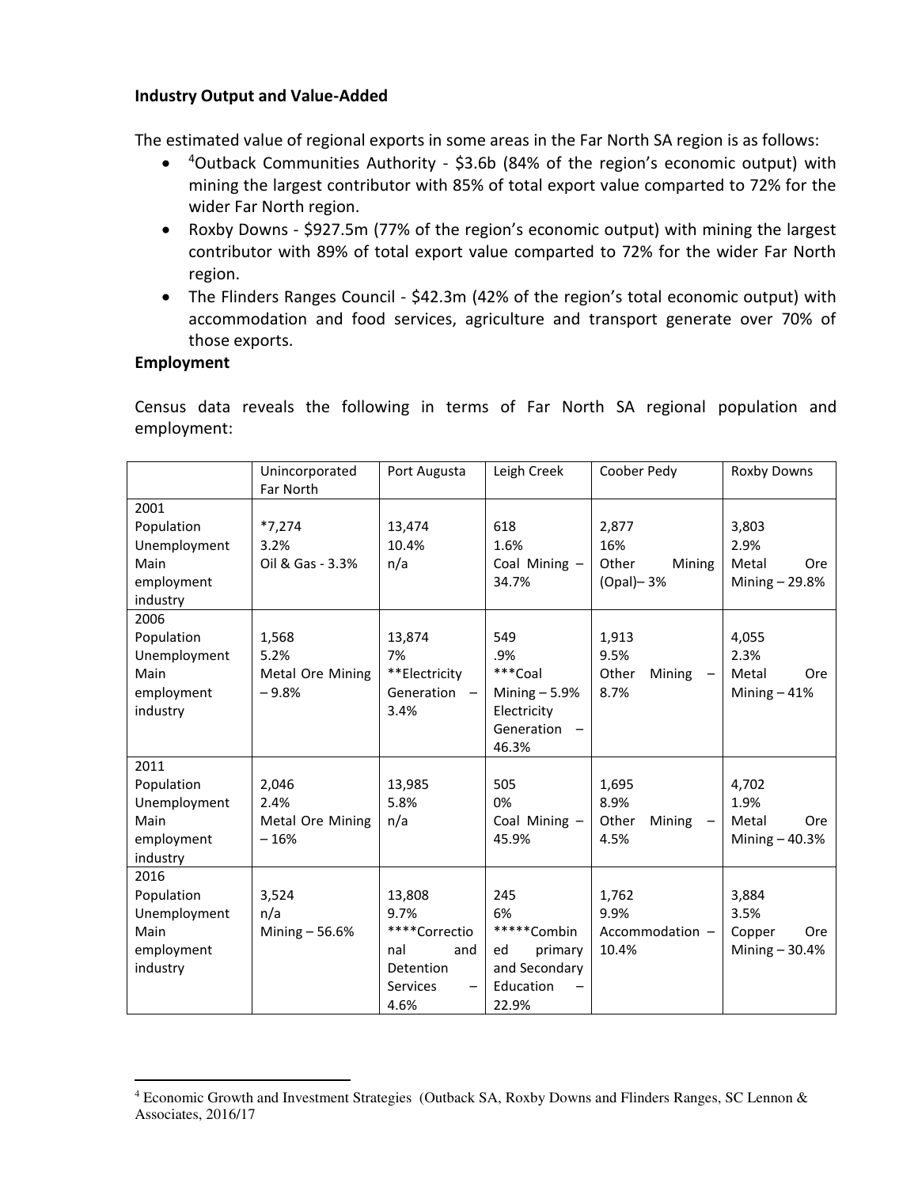**Industry Output and Value-Added**

The estimated value of regional exports in some areas in the Far North SA region is as follows:

- [4]Outback Communities Authority - $3.6b (84% of the region's economic output) with mining the largest contributor with 85% of total export value comparted to 72% for the wider Far North region.
- Roxby Downs - $927.5m (77% of the region's economic output) with mining the largest contributor with 89% of total export value comparted to 72% for the wider Far North region.
- The Flinders Ranges Council - $42.3m (42% of the region's total economic output) with accommodation and food services, agriculture and transport generate over 70% of those exports.

**Employment**

Census data reveals the following in terms of Far North SA regional population and employment:

| | Unincorporated Far North | Port Augusta | Leigh Creek | Coober Pedy | Roxby Downs |
|---|---|---|---|---|---|
| 2001<br>Population<br>Unemployment<br>Main employment industry | <br>*7,274<br>3.2%<br>Oil & Gas - 3.3% | <br>13,474<br>10.4%<br>n/a | <br>618<br>1.6%<br>Coal Mining – 34.7% | <br>2,877<br>16%<br>Other Mining (Opal)– 3% | <br>3,803<br>2.9%<br>Metal Ore Mining – 29.8% |
| 2006<br>Population<br>Unemployment<br>Main employment industry | <br>1,568<br>5.2%<br>Metal Ore Mining – 9.8% | <br>13,874<br>7%<br>**Electricity Generation – 3.4% | <br>549<br>.9%<br>***Coal Mining – 5.9% Electricity Generation – 46.3% | <br>1,913<br>9.5%<br>Other Mining – 8.7% | <br>4,055<br>2.3%<br>Metal Ore Mining – 41% |
| 2011<br>Population<br>Unemployment<br>Main employment industry | <br>2,046<br>2.4%<br>Metal Ore Mining – 16% | <br>13,985<br>5.8%<br>n/a | <br>505<br>0%<br>Coal Mining – 45.9% | <br>1,695<br>8.9%<br>Other Mining – 4.5% | <br>4,702<br>1.9%<br>Metal Ore Mining – 40.3% |
| 2016<br>Population<br>Unemployment<br>Main employment industry | <br>3,524<br>n/a<br>Mining – 56.6% | <br>13,808<br>9.7%<br>****Correctional and Detention Services – 4.6% | <br>245<br>6%<br>*****Combined primary and Secondary Education – 22.9% | <br>1,762<br>9.9%<br>Accommodation – 10.4% | <br>3,884<br>3.5%<br>Copper Ore Mining – 30.4% |

[4] Economic Growth and Investment Strategies (Outback SA, Roxby Downs and Flinders Ranges, SC Lennon & Associates, 2016/17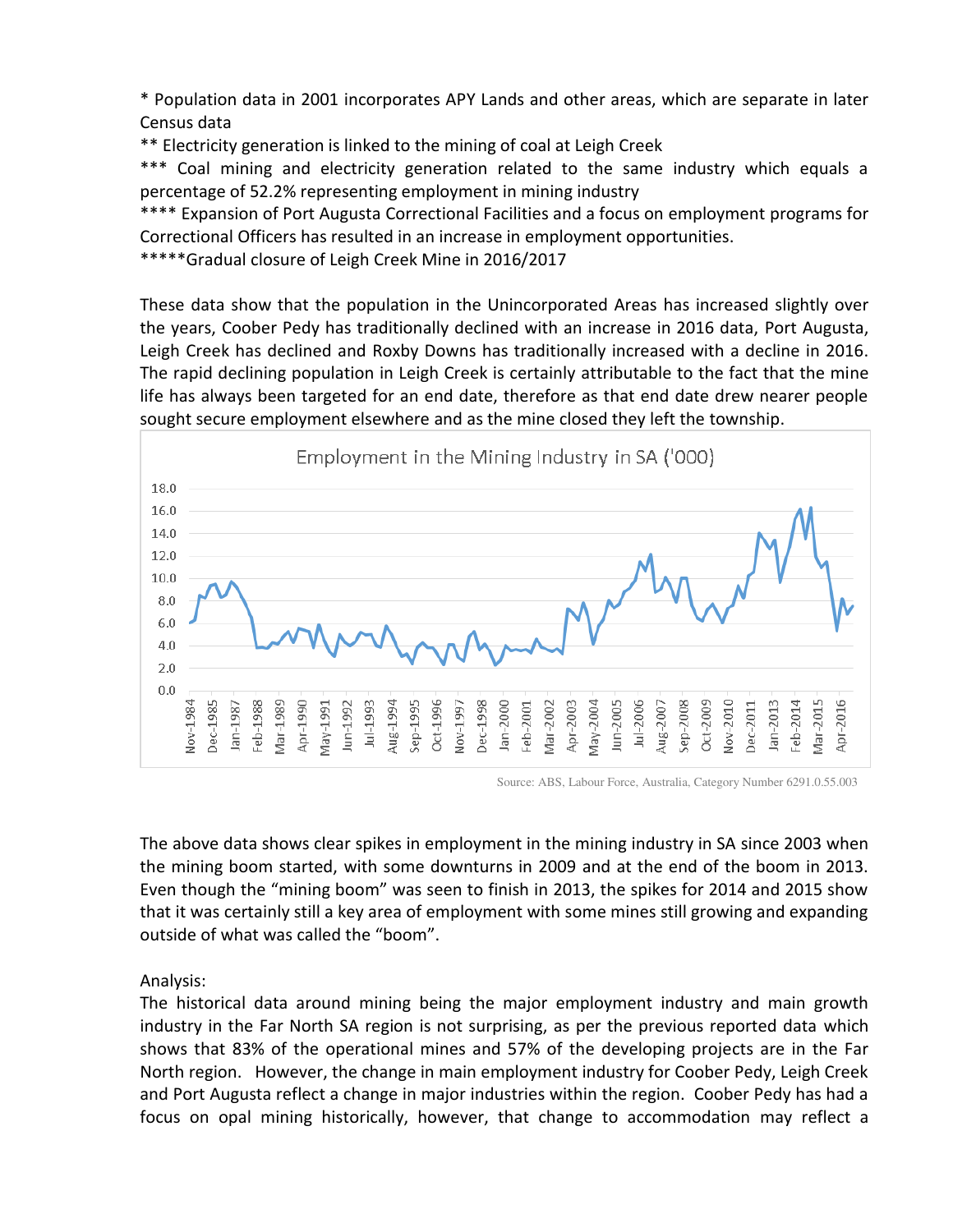* Population data in 2001 incorporates APY Lands and other areas, which are separate in later Census data

** Electricity generation is linked to the mining of coal at Leigh Creek

*** Coal mining and electricity generation related to the same industry which equals a percentage of 52.2% representing employment in mining industry

**** Expansion of Port Augusta Correctional Facilities and a focus on employment programs for Correctional Officers has resulted in an increase in employment opportunities.

*****Gradual closure of Leigh Creek Mine in 2016/2017

These data show that the population in the Unincorporated Areas has increased slightly over the years, Coober Pedy has traditionally declined with an increase in 2016 data, Port Augusta, Leigh Creek has declined and Roxby Downs has traditionally increased with a decline in 2016. The rapid declining population in Leigh Creek is certainly attributable to the fact that the mine life has always been targeted for an end date, therefore as that end date drew nearer people sought secure employment elsewhere and as the mine closed they left the township.

Employment in the Mining Industry in SA ('000)

Source: ABS, Labour Force, Australia, Category Number 6291.0.55.003

The above data shows clear spikes in employment in the mining industry in SA since 2003 when the mining boom started, with some downturns in 2009 and at the end of the boom in 2013. Even though the "mining boom" was seen to finish in 2013, the spikes for 2014 and 2015 show that it was certainly still a key area of employment with some mines still growing and expanding outside of what was called the "boom".

Analysis:

The historical data around mining being the major employment industry and main growth industry in the Far North SA region is not surprising, as per the previous reported data which shows that 83% of the operational mines and 57% of the developing projects are in the Far North region. However, the change in main employment industry for Coober Pedy, Leigh Creek and Port Augusta reflect a change in major industries within the region. Coober Pedy has had a focus on opal mining historically, however, that change to accommodation may reflect a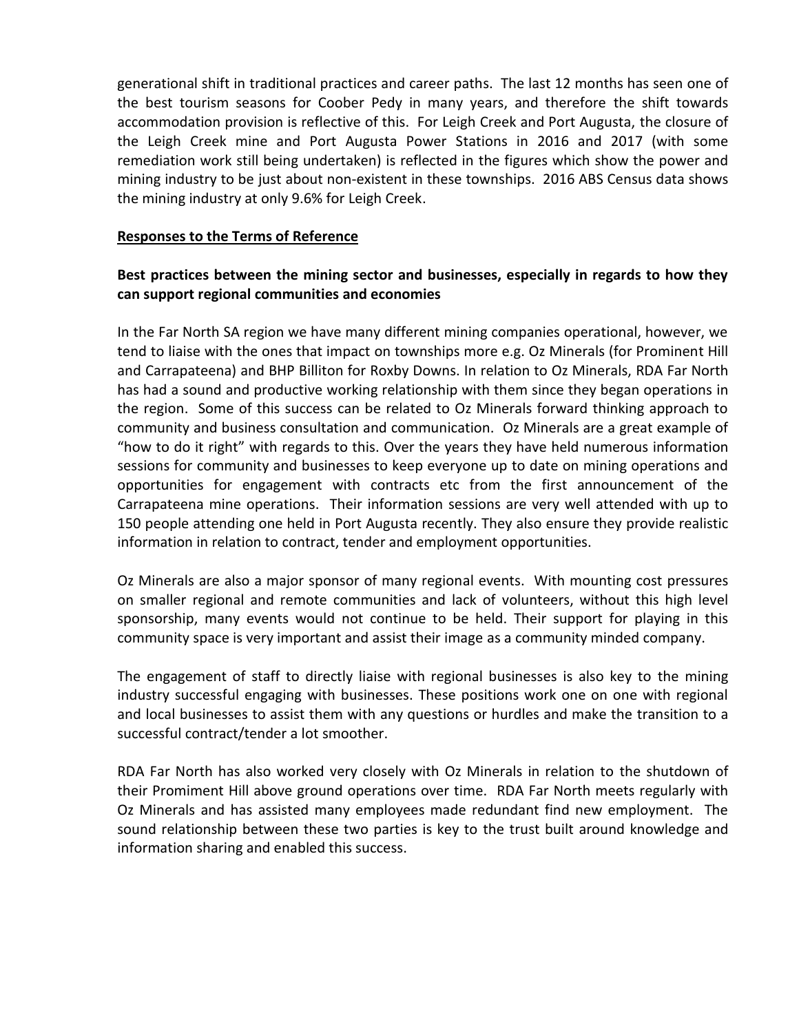generational shift in traditional practices and career paths. The last 12 months has seen one of the best tourism seasons for Coober Pedy in many years, and therefore the shift towards accommodation provision is reflective of this. For Leigh Creek and Port Augusta, the closure of the Leigh Creek mine and Port Augusta Power Stations in 2016 and 2017 (with some remediation work still being undertaken) is reflected in the figures which show the power and mining industry to be just about non-existent in these townships. 2016 ABS Census data shows the mining industry at only 9.6% for Leigh Creek.

## Responses to the Terms of Reference

### Best practices between the mining sector and businesses, especially in regards to how they can support regional communities and economies

In the Far North SA region we have many different mining companies operational, however, we tend to liaise with the ones that impact on townships more e.g. Oz Minerals (for Prominent Hill and Carrapateena) and BHP Billiton for Roxby Downs. In relation to Oz Minerals, RDA Far North has had a sound and productive working relationship with them since they began operations in the region. Some of this success can be related to Oz Minerals forward thinking approach to community and business consultation and communication. Oz Minerals are a great example of "how to do it right" with regards to this. Over the years they have held numerous information sessions for community and businesses to keep everyone up to date on mining operations and opportunities for engagement with contracts etc from the first announcement of the Carrapateena mine operations. Their information sessions are very well attended with up to 150 people attending one held in Port Augusta recently. They also ensure they provide realistic information in relation to contract, tender and employment opportunities.

Oz Minerals are also a major sponsor of many regional events. With mounting cost pressures on smaller regional and remote communities and lack of volunteers, without this high level sponsorship, many events would not continue to be held. Their support for playing in this community space is very important and assist their image as a community minded company.

The engagement of staff to directly liaise with regional businesses is also key to the mining industry successful engaging with businesses. These positions work one on one with regional and local businesses to assist them with any questions or hurdles and make the transition to a successful contract/tender a lot smoother.

RDA Far North has also worked very closely with Oz Minerals in relation to the shutdown of their Promiment Hill above ground operations over time. RDA Far North meets regularly with Oz Minerals and has assisted many employees made redundant find new employment. The sound relationship between these two parties is key to the trust built around knowledge and information sharing and enabled this success.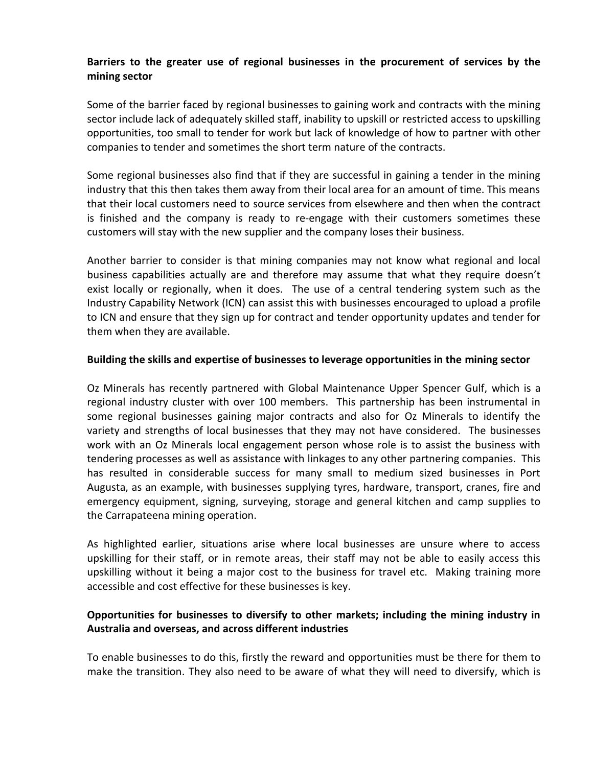**Barriers to the greater use of regional businesses in the procurement of services by the mining sector**

Some of the barrier faced by regional businesses to gaining work and contracts with the mining sector include lack of adequately skilled staff, inability to upskill or restricted access to upskilling opportunities, too small to tender for work but lack of knowledge of how to partner with other companies to tender and sometimes the short term nature of the contracts.

Some regional businesses also find that if they are successful in gaining a tender in the mining industry that this then takes them away from their local area for an amount of time. This means that their local customers need to source services from elsewhere and then when the contract is finished and the company is ready to re-engage with their customers sometimes these customers will stay with the new supplier and the company loses their business.

Another barrier to consider is that mining companies may not know what regional and local business capabilities actually are and therefore may assume that what they require doesn't exist locally or regionally, when it does. The use of a central tendering system such as the Industry Capability Network (ICN) can assist this with businesses encouraged to upload a profile to ICN and ensure that they sign up for contract and tender opportunity updates and tender for them when they are available.

**Building the skills and expertise of businesses to leverage opportunities in the mining sector**

Oz Minerals has recently partnered with Global Maintenance Upper Spencer Gulf, which is a regional industry cluster with over 100 members. This partnership has been instrumental in some regional businesses gaining major contracts and also for Oz Minerals to identify the variety and strengths of local businesses that they may not have considered. The businesses work with an Oz Minerals local engagement person whose role is to assist the business with tendering processes as well as assistance with linkages to any other partnering companies. This has resulted in considerable success for many small to medium sized businesses in Port Augusta, as an example, with businesses supplying tyres, hardware, transport, cranes, fire and emergency equipment, signing, surveying, storage and general kitchen and camp supplies to the Carrapateena mining operation.

As highlighted earlier, situations arise where local businesses are unsure where to access upskilling for their staff, or in remote areas, their staff may not be able to easily access this upskilling without it being a major cost to the business for travel etc. Making training more accessible and cost effective for these businesses is key.

**Opportunities for businesses to diversify to other markets; including the mining industry in Australia and overseas, and across different industries**

To enable businesses to do this, firstly the reward and opportunities must be there for them to make the transition. They also need to be aware of what they will need to diversify, which is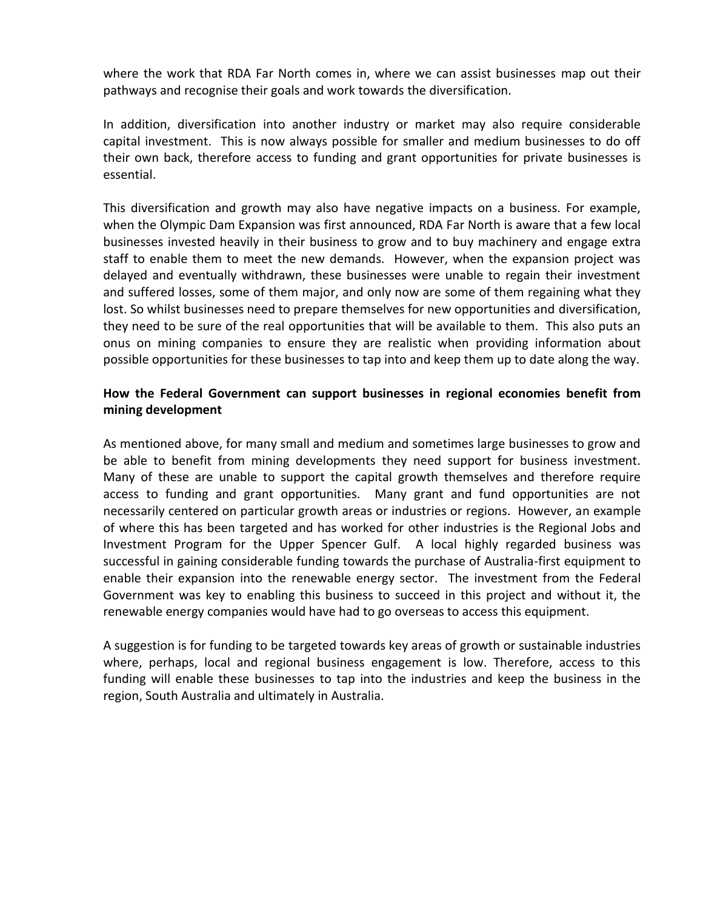where the work that RDA Far North comes in, where we can assist businesses map out their pathways and recognise their goals and work towards the diversification.

In addition, diversification into another industry or market may also require considerable capital investment. This is now always possible for smaller and medium businesses to do off their own back, therefore access to funding and grant opportunities for private businesses is essential.

This diversification and growth may also have negative impacts on a business. For example, when the Olympic Dam Expansion was first announced, RDA Far North is aware that a few local businesses invested heavily in their business to grow and to buy machinery and engage extra staff to enable them to meet the new demands. However, when the expansion project was delayed and eventually withdrawn, these businesses were unable to regain their investment and suffered losses, some of them major, and only now are some of them regaining what they lost. So whilst businesses need to prepare themselves for new opportunities and diversification, they need to be sure of the real opportunities that will be available to them. This also puts an onus on mining companies to ensure they are realistic when providing information about possible opportunities for these businesses to tap into and keep them up to date along the way.

**How the Federal Government can support businesses in regional economies benefit from mining development**

As mentioned above, for many small and medium and sometimes large businesses to grow and be able to benefit from mining developments they need support for business investment. Many of these are unable to support the capital growth themselves and therefore require access to funding and grant opportunities. Many grant and fund opportunities are not necessarily centered on particular growth areas or industries or regions. However, an example of where this has been targeted and has worked for other industries is the Regional Jobs and Investment Program for the Upper Spencer Gulf. A local highly regarded business was successful in gaining considerable funding towards the purchase of Australia-first equipment to enable their expansion into the renewable energy sector. The investment from the Federal Government was key to enabling this business to succeed in this project and without it, the renewable energy companies would have had to go overseas to access this equipment.

A suggestion is for funding to be targeted towards key areas of growth or sustainable industries where, perhaps, local and regional business engagement is low. Therefore, access to this funding will enable these businesses to tap into the industries and keep the business in the region, South Australia and ultimately in Australia.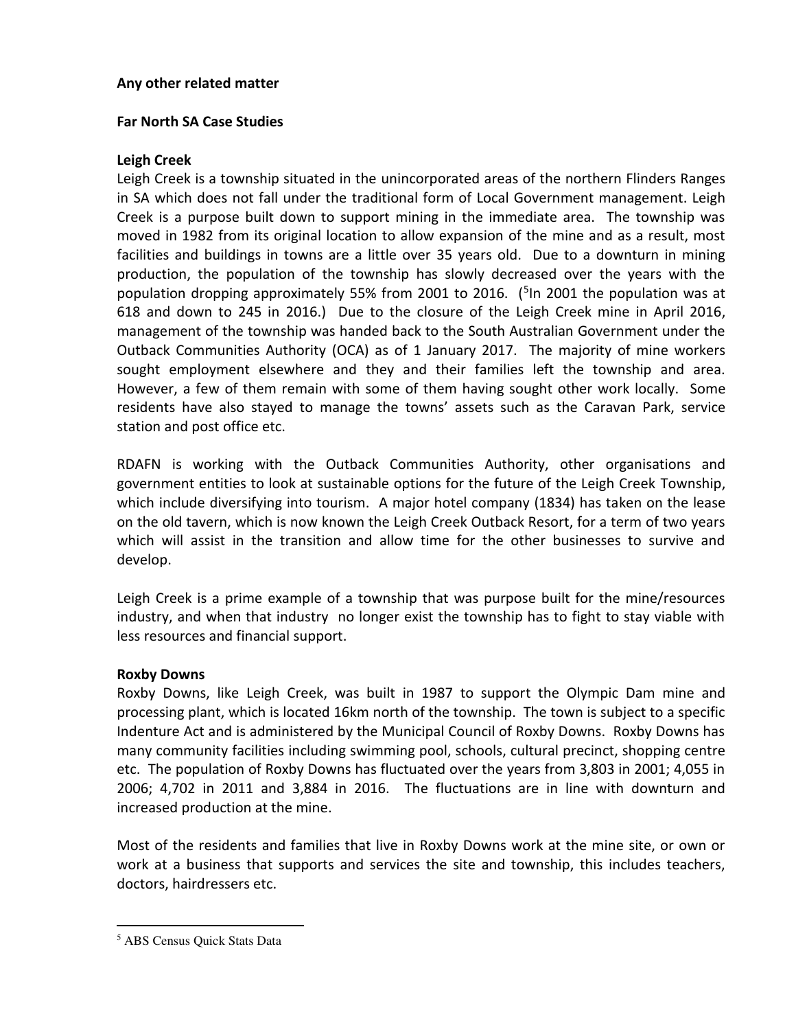**Any other related matter**

**Far North SA Case Studies**

**Leigh Creek**

Leigh Creek is a township situated in the unincorporated areas of the northern Flinders Ranges in SA which does not fall under the traditional form of Local Government management. Leigh Creek is a purpose built down to support mining in the immediate area. The township was moved in 1982 from its original location to allow expansion of the mine and as a result, most facilities and buildings in towns are a little over 35 years old. Due to a downturn in mining production, the population of the township has slowly decreased over the years with the population dropping approximately 55% from 2001 to 2016. ([5]In 2001 the population was at 618 and down to 245 in 2016.) Due to the closure of the Leigh Creek mine in April 2016, management of the township was handed back to the South Australian Government under the Outback Communities Authority (OCA) as of 1 January 2017. The majority of mine workers sought employment elsewhere and they and their families left the township and area. However, a few of them remain with some of them having sought other work locally. Some residents have also stayed to manage the towns' assets such as the Caravan Park, service station and post office etc.

RDAFN is working with the Outback Communities Authority, other organisations and government entities to look at sustainable options for the future of the Leigh Creek Township, which include diversifying into tourism. A major hotel company (1834) has taken on the lease on the old tavern, which is now known the Leigh Creek Outback Resort, for a term of two years which will assist in the transition and allow time for the other businesses to survive and develop.

Leigh Creek is a prime example of a township that was purpose built for the mine/resources industry, and when that industry no longer exist the township has to fight to stay viable with less resources and financial support.

**Roxby Downs**

Roxby Downs, like Leigh Creek, was built in 1987 to support the Olympic Dam mine and processing plant, which is located 16km north of the township. The town is subject to a specific Indenture Act and is administered by the Municipal Council of Roxby Downs. Roxby Downs has many community facilities including swimming pool, schools, cultural precinct, shopping centre etc. The population of Roxby Downs has fluctuated over the years from 3,803 in 2001; 4,055 in 2006; 4,702 in 2011 and 3,884 in 2016. The fluctuations are in line with downturn and increased production at the mine.

Most of the residents and families that live in Roxby Downs work at the mine site, or own or work at a business that supports and services the site and township, this includes teachers, doctors, hairdressers etc.

---

[5] ABS Census Quick Stats Data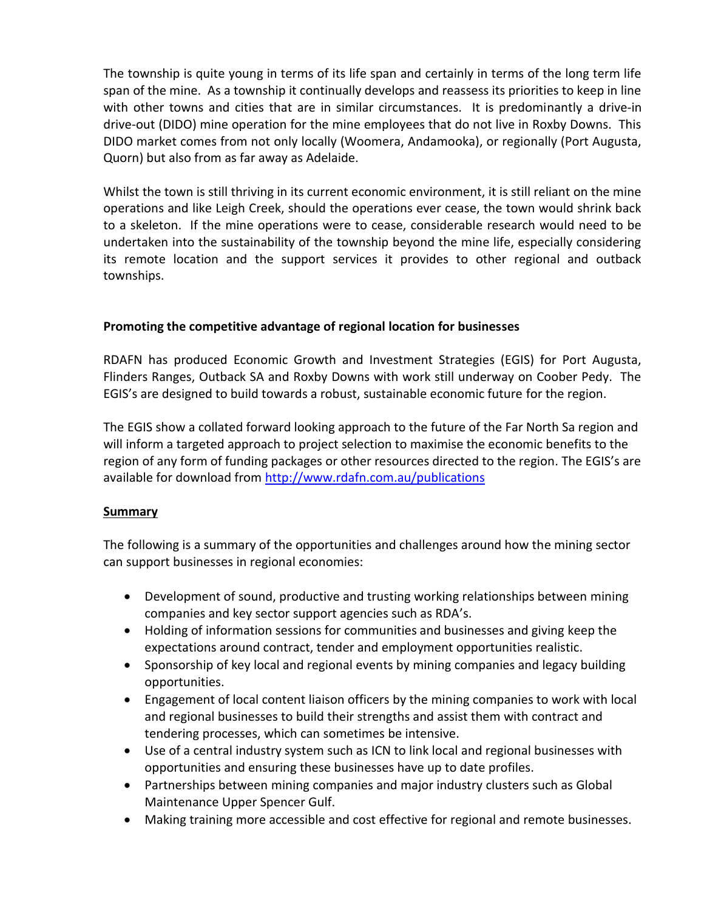The township is quite young in terms of its life span and certainly in terms of the long term life span of the mine. As a township it continually develops and reassess its priorities to keep in line with other towns and cities that are in similar circumstances. It is predominantly a drive-in drive-out (DIDO) mine operation for the mine employees that do not live in Roxby Downs. This DIDO market comes from not only locally (Woomera, Andamooka), or regionally (Port Augusta, Quorn) but also from as far away as Adelaide.

Whilst the town is still thriving in its current economic environment, it is still reliant on the mine operations and like Leigh Creek, should the operations ever cease, the town would shrink back to a skeleton. If the mine operations were to cease, considerable research would need to be undertaken into the sustainability of the township beyond the mine life, especially considering its remote location and the support services it provides to other regional and outback townships.

**Promoting the competitive advantage of regional location for businesses**

RDAFN has produced Economic Growth and Investment Strategies (EGIS) for Port Augusta, Flinders Ranges, Outback SA and Roxby Downs with work still underway on Coober Pedy. The EGIS's are designed to build towards a robust, sustainable economic future for the region.

The EGIS show a collated forward looking approach to the future of the Far North Sa region and will inform a targeted approach to project selection to maximise the economic benefits to the region of any form of funding packages or other resources directed to the region. The EGIS's are available for download from http://www.rdafn.com.au/publications

**Summary**

The following is a summary of the opportunities and challenges around how the mining sector can support businesses in regional economies:

- Development of sound, productive and trusting working relationships between mining companies and key sector support agencies such as RDA's.
- Holding of information sessions for communities and businesses and giving keep the expectations around contract, tender and employment opportunities realistic.
- Sponsorship of key local and regional events by mining companies and legacy building opportunities.
- Engagement of local content liaison officers by the mining companies to work with local and regional businesses to build their strengths and assist them with contract and tendering processes, which can sometimes be intensive.
- Use of a central industry system such as ICN to link local and regional businesses with opportunities and ensuring these businesses have up to date profiles.
- Partnerships between mining companies and major industry clusters such as Global Maintenance Upper Spencer Gulf.
- Making training more accessible and cost effective for regional and remote businesses.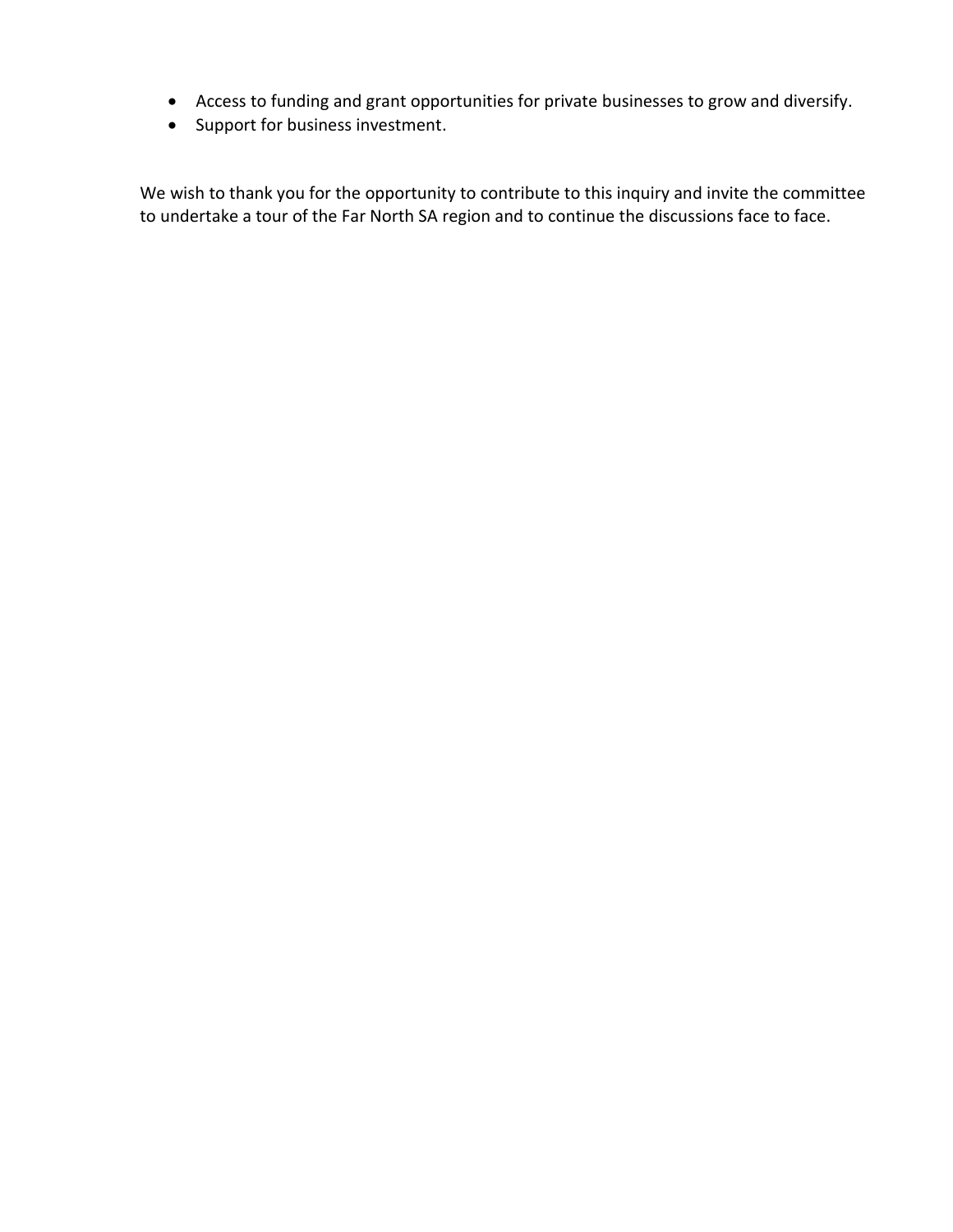- Access to funding and grant opportunities for private businesses to grow and diversify.
- Support for business investment.

We wish to thank you for the opportunity to contribute to this inquiry and invite the committee to undertake a tour of the Far North SA region and to continue the discussions face to face.